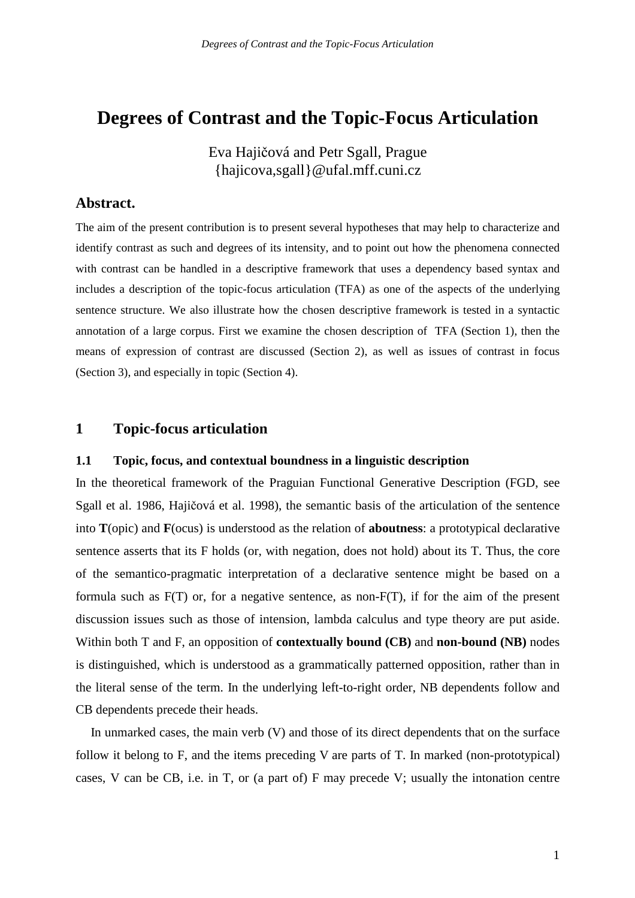# Degrees of Contrast and the Topic-Focus Articulation

Eva Hajičová and Petr Sgall, Prague
{hajicova,sgall}@ufal.mff.cuni.cz

## Abstract.

The aim of the present contribution is to present several hypotheses that may help to characterize and identify contrast as such and degrees of its intensity, and to point out how the phenomena connected with contrast can be handled in a descriptive framework that uses a dependency based syntax and includes a description of the topic-focus articulation (TFA) as one of the aspects of the underlying sentence structure. We also illustrate how the chosen descriptive framework is tested in a syntactic annotation of a large corpus. First we examine the chosen description of TFA (Section 1), then the means of expression of contrast are discussed (Section 2), as well as issues of contrast in focus (Section 3), and especially in topic (Section 4).

## 1 Topic-focus articulation

### 1.1 Topic, focus, and contextual boundness in a linguistic description

In the theoretical framework of the Praguian Functional Generative Description (FGD, see Sgall et al. 1986, Hajičová et al. 1998), the semantic basis of the articulation of the sentence into **T**(opic) and **F**(ocus) is understood as the relation of **aboutness**: a prototypical declarative sentence asserts that its F holds (or, with negation, does not hold) about its T. Thus, the core of the semantico-pragmatic interpretation of a declarative sentence might be based on a formula such as F(T) or, for a negative sentence, as non-F(T), if for the aim of the present discussion issues such as those of intension, lambda calculus and type theory are put aside. Within both T and F, an opposition of **contextually bound (CB)** and **non-bound (NB)** nodes is distinguished, which is understood as a grammatically patterned opposition, rather than in the literal sense of the term. In the underlying left-to-right order, NB dependents follow and CB dependents precede their heads.

In unmarked cases, the main verb (V) and those of its direct dependents that on the surface follow it belong to F, and the items preceding V are parts of T. In marked (non-prototypical) cases, V can be CB, i.e. in T, or (a part of) F may precede V; usually the intonation centre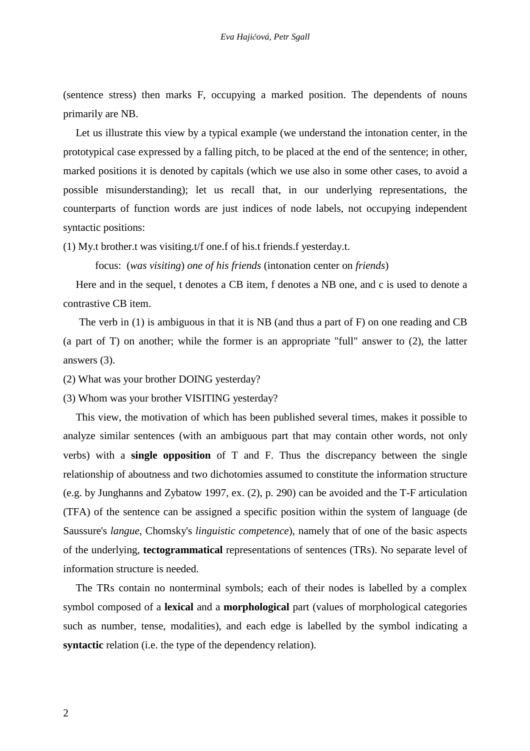(sentence stress) then marks F, occupying a marked position. The dependents of nouns primarily are NB.

Let us illustrate this view by a typical example (we understand the intonation center, in the prototypical case expressed by a falling pitch, to be placed at the end of the sentence; in other, marked positions it is denoted by capitals (which we use also in some other cases, to avoid a possible misunderstanding); let us recall that, in our underlying representations, the counterparts of function words are just indices of node labels, not occupying independent syntactic positions:

(1) My.t brother.t was visiting.t/f one.f of his.t friends.f yesterday.t.

focus: (*was visiting*) *one of his friends* (intonation center on *friends*)

Here and in the sequel, t denotes a CB item, f denotes a NB one, and c is used to denote a contrastive CB item.

The verb in (1) is ambiguous in that it is NB (and thus a part of F) on one reading and CB (a part of T) on another; while the former is an appropriate "full" answer to (2), the latter answers (3).

(2) What was your brother DOING yesterday?

(3) Whom was your brother VISITING yesterday?

This view, the motivation of which has been published several times, makes it possible to analyze similar sentences (with an ambiguous part that may contain other words, not only verbs) with a **single opposition** of T and F. Thus the discrepancy between the single relationship of aboutness and two dichotomies assumed to constitute the information structure (e.g. by Junghanns and Zybatow 1997, ex. (2), p. 290) can be avoided and the T-F articulation (TFA) of the sentence can be assigned a specific position within the system of language (de Saussure's *langue*, Chomsky's *linguistic competence*), namely that of one of the basic aspects of the underlying, **tectogrammatical** representations of sentences (TRs). No separate level of information structure is needed.

The TRs contain no nonterminal symbols; each of their nodes is labelled by a complex symbol composed of a **lexical** and a **morphological** part (values of morphological categories such as number, tense, modalities), and each edge is labelled by the symbol indicating a **syntactic** relation (i.e. the type of the dependency relation).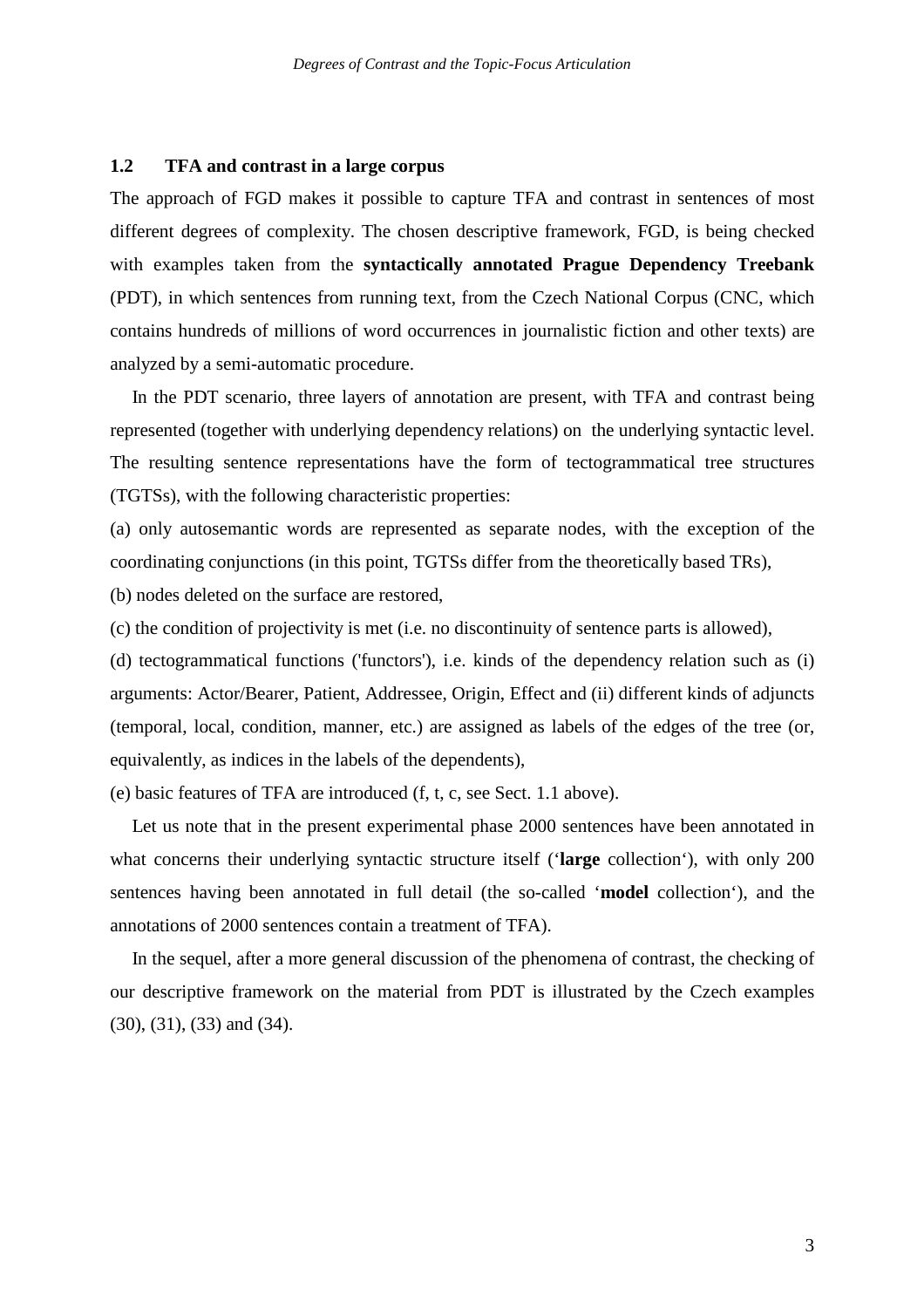## 1.2 TFA and contrast in a large corpus

The approach of FGD makes it possible to capture TFA and contrast in sentences of most different degrees of complexity. The chosen descriptive framework, FGD, is being checked with examples taken from the **syntactically annotated Prague Dependency Treebank** (PDT), in which sentences from running text, from the Czech National Corpus (CNC, which contains hundreds of millions of word occurrences in journalistic fiction and other texts) are analyzed by a semi-automatic procedure.

In the PDT scenario, three layers of annotation are present, with TFA and contrast being represented (together with underlying dependency relations) on the underlying syntactic level. The resulting sentence representations have the form of tectogrammatical tree structures (TGTSs), with the following characteristic properties:

(a) only autosemantic words are represented as separate nodes, with the exception of the coordinating conjunctions (in this point, TGTSs differ from the theoretically based TRs),

(b) nodes deleted on the surface are restored,

(c) the condition of projectivity is met (i.e. no discontinuity of sentence parts is allowed),

(d) tectogrammatical functions ('functors'), i.e. kinds of the dependency relation such as (i) arguments: Actor/Bearer, Patient, Addressee, Origin, Effect and (ii) different kinds of adjuncts (temporal, local, condition, manner, etc.) are assigned as labels of the edges of the tree (or, equivalently, as indices in the labels of the dependents),

(e) basic features of TFA are introduced (f, t, c, see Sect. 1.1 above).

Let us note that in the present experimental phase 2000 sentences have been annotated in what concerns their underlying syntactic structure itself ('**large** collection'), with only 200 sentences having been annotated in full detail (the so-called '**model** collection'), and the annotations of 2000 sentences contain a treatment of TFA).

In the sequel, after a more general discussion of the phenomena of contrast, the checking of our descriptive framework on the material from PDT is illustrated by the Czech examples (30), (31), (33) and (34).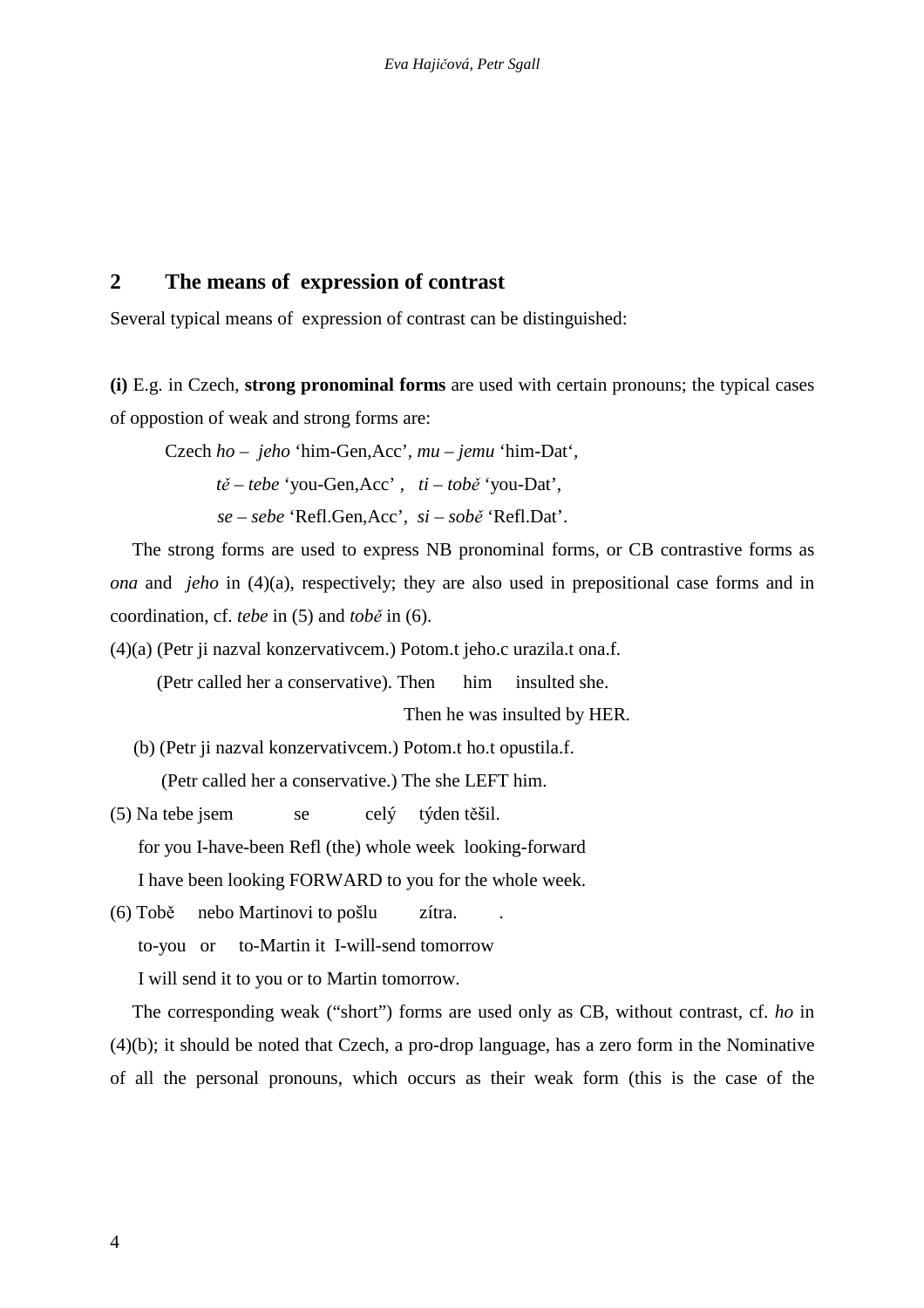## 2 The means of expression of contrast

Several typical means of expression of contrast can be distinguished:

**(i)** E.g. in Czech, **strong pronominal forms** are used with certain pronouns; the typical cases of oppostion of weak and strong forms are:

Czech *ho* – *jeho* 'him-Gen,Acc', *mu* – *jemu* 'him-Dat',

*tě* – *tebe* 'you-Gen,Acc' , *ti* – *tobě* 'you-Dat',

*se* – *sebe* 'Refl.Gen,Acc', *si* – *sobě* 'Refl.Dat'.

The strong forms are used to express NB pronominal forms, or CB contrastive forms as *ona* and *jeho* in (4)(a), respectively; they are also used in prepositional case forms and in coordination, cf. *tebe* in (5) and *tobě* in (6).

(4)(a) (Petr ji nazval konzervativcem.) Potom.t jeho.c urazila.t ona.f.

(Petr called her a conservative). Then him insulted she.

Then he was insulted by HER.

(b) (Petr ji nazval konzervativcem.) Potom.t ho.t opustila.f.

(Petr called her a conservative.) The she LEFT him.

(5) Na tebe jsem se celý týden těšil.

for you I-have-been Refl (the) whole week looking-forward

I have been looking FORWARD to you for the whole week.

(6) Tobě nebo Martinovi to pošlu zítra. .

to-you or to-Martin it I-will-send tomorrow

I will send it to you or to Martin tomorrow.

The corresponding weak ("short") forms are used only as CB, without contrast, cf. *ho* in (4)(b); it should be noted that Czech, a pro-drop language, has a zero form in the Nominative of all the personal pronouns, which occurs as their weak form (this is the case of the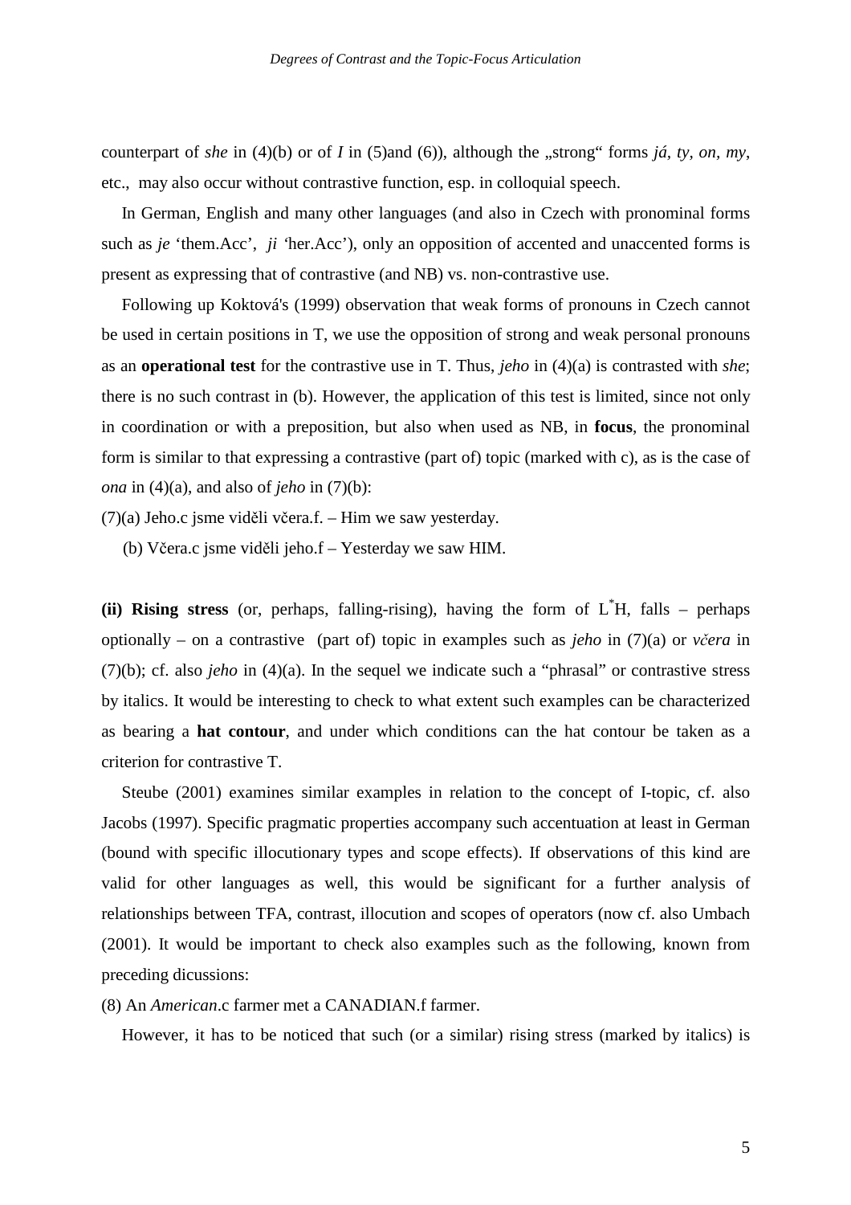counterpart of *she* in (4)(b) or of *I* in (5)and (6)), although the „strong“ forms *já, ty, on, my*, etc., may also occur without contrastive function, esp. in colloquial speech.

In German, English and many other languages (and also in Czech with pronominal forms such as *je* ‘them.Acc’, *ji* ‘her.Acc’), only an opposition of accented and unaccented forms is present as expressing that of contrastive (and NB) vs. non-contrastive use.

Following up Koktová's (1999) observation that weak forms of pronouns in Czech cannot be used in certain positions in T, we use the opposition of strong and weak personal pronouns as an **operational test** for the contrastive use in T. Thus, *jeho* in (4)(a) is contrasted with *she*; there is no such contrast in (b). However, the application of this test is limited, since not only in coordination or with a preposition, but also when used as NB, in **focus**, the pronominal form is similar to that expressing a contrastive (part of) topic (marked with c), as is the case of *ona* in (4)(a), and also of *jeho* in (7)(b):

(7)(a) Jeho.c jsme viděli včera.f. – Him we saw yesterday.

(b) Včera.c jsme viděli jeho.f – Yesterday we saw HIM.

**(ii) Rising stress** (or, perhaps, falling-rising), having the form of $L^{*}H$, falls – perhaps optionally – on a contrastive (part of) topic in examples such as *jeho* in (7)(a) or *včera* in (7)(b); cf. also *jeho* in (4)(a). In the sequel we indicate such a “phrasal” or contrastive stress by italics. It would be interesting to check to what extent such examples can be characterized as bearing a **hat contour**, and under which conditions can the hat contour be taken as a criterion for contrastive T.

Steube (2001) examines similar examples in relation to the concept of I-topic, cf. also Jacobs (1997). Specific pragmatic properties accompany such accentuation at least in German (bound with specific illocutionary types and scope effects). If observations of this kind are valid for other languages as well, this would be significant for a further analysis of relationships between TFA, contrast, illocution and scopes of operators (now cf. also Umbach (2001). It would be important to check also examples such as the following, known from preceding dicussions:

(8) An *American*.c farmer met a CANADIAN.f farmer.

However, it has to be noticed that such (or a similar) rising stress (marked by italics) is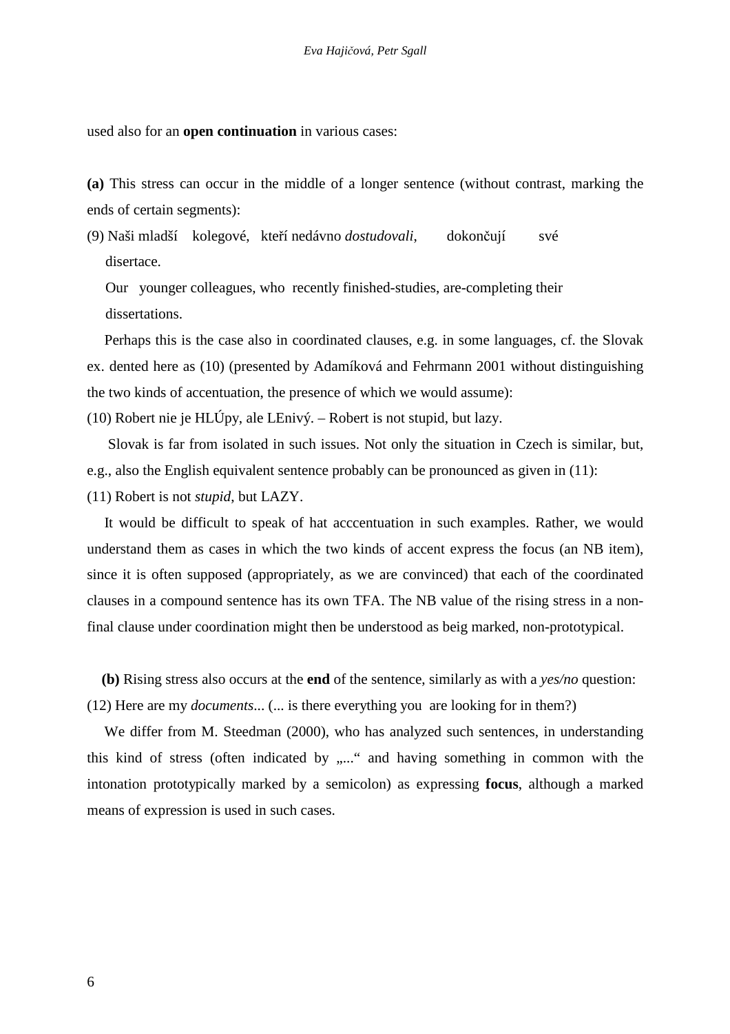used also for an **open continuation** in various cases:

**(a)** This stress can occur in the middle of a longer sentence (without contrast, marking the ends of certain segments):

(9) Naši mladší kolegové, kteří nedávno *dostudovali*, dokončují své disertace.

Our younger colleagues, who recently finished-studies, are-completing their dissertations.

Perhaps this is the case also in coordinated clauses, e.g. in some languages, cf. the Slovak ex. dented here as (10) (presented by Adamíková and Fehrmann 2001 without distinguishing the two kinds of accentuation, the presence of which we would assume):

(10) Robert nie je HLÚpy, ale LEnivý. – Robert is not stupid, but lazy.

Slovak is far from isolated in such issues. Not only the situation in Czech is similar, but, e.g., also the English equivalent sentence probably can be pronounced as given in (11):

(11) Robert is not *stupid*, but LAZY.

It would be difficult to speak of hat acccentuation in such examples. Rather, we would understand them as cases in which the two kinds of accent express the focus (an NB item), since it is often supposed (appropriately, as we are convinced) that each of the coordinated clauses in a compound sentence has its own TFA. The NB value of the rising stress in a non-final clause under coordination might then be understood as beig marked, non-prototypical.

**(b)** Rising stress also occurs at the **end** of the sentence, similarly as with a *yes/no* question:

(12) Here are my *documents*... (... is there everything you are looking for in them?)

We differ from M. Steedman (2000), who has analyzed such sentences, in understanding this kind of stress (often indicated by „..." and having something in common with the intonation prototypically marked by a semicolon) as expressing **focus**, although a marked means of expression is used in such cases.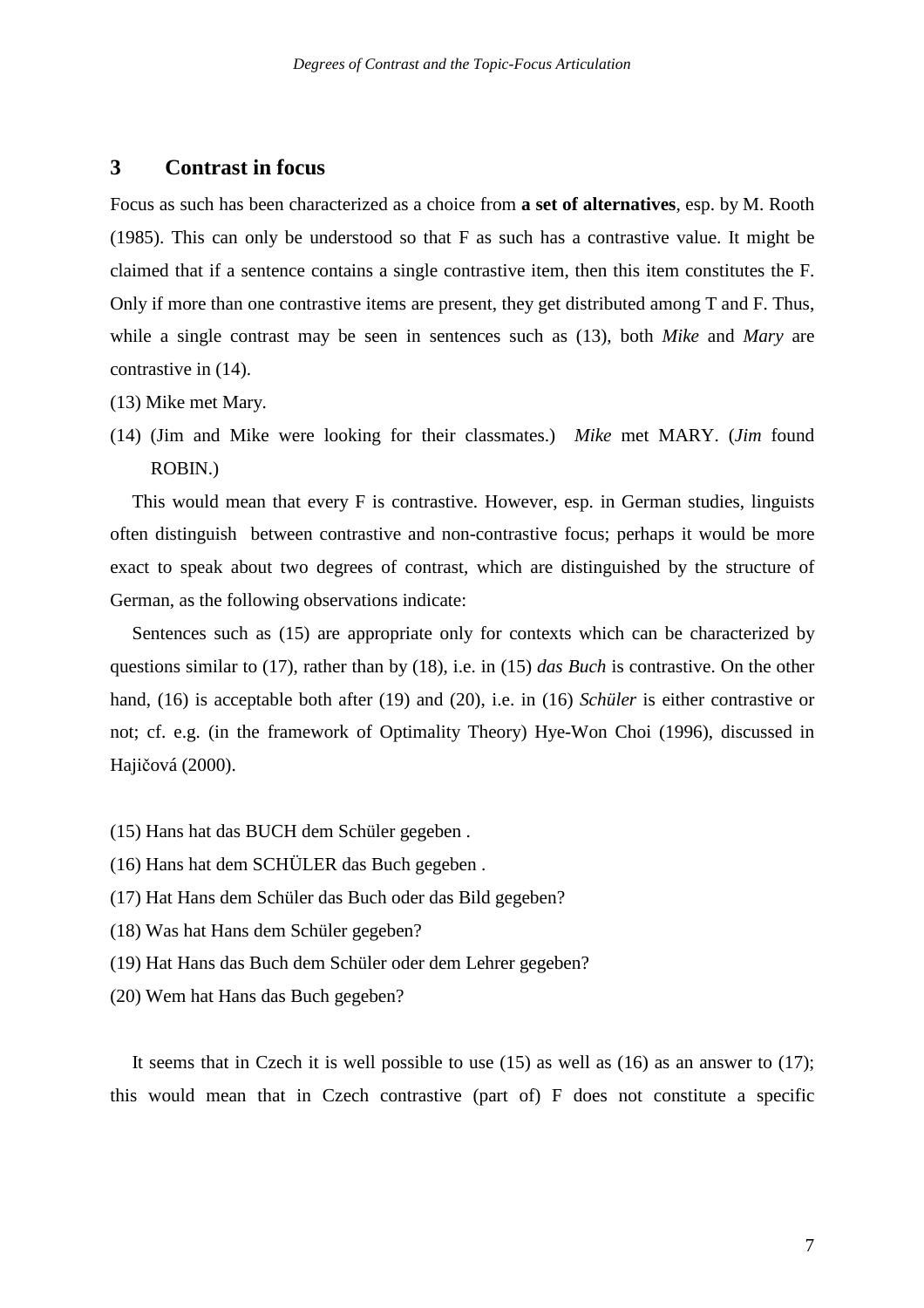## 3 Contrast in focus

Focus as such has been characterized as a choice from **a set of alternatives**, esp. by M. Rooth (1985). This can only be understood so that F as such has a contrastive value. It might be claimed that if a sentence contains a single contrastive item, then this item constitutes the F. Only if more than one contrastive items are present, they get distributed among T and F. Thus, while a single contrast may be seen in sentences such as (13), both *Mike* and *Mary* are contrastive in (14).

(13) Mike met Mary.

(14) (Jim and Mike were looking for their classmates.) *Mike* met MARY. (*Jim* found ROBIN.)

This would mean that every F is contrastive. However, esp. in German studies, linguists often distinguish between contrastive and non-contrastive focus; perhaps it would be more exact to speak about two degrees of contrast, which are distinguished by the structure of German, as the following observations indicate:

Sentences such as (15) are appropriate only for contexts which can be characterized by questions similar to (17), rather than by (18), i.e. in (15) *das Buch* is contrastive. On the other hand, (16) is acceptable both after (19) and (20), i.e. in (16) *Schüler* is either contrastive or not; cf. e.g. (in the framework of Optimality Theory) Hye-Won Choi (1996), discussed in Hajičová (2000).

(15) Hans hat das BUCH dem Schüler gegeben .

(16) Hans hat dem SCHÜLER das Buch gegeben .

(17) Hat Hans dem Schüler das Buch oder das Bild gegeben?

(18) Was hat Hans dem Schüler gegeben?

(19) Hat Hans das Buch dem Schüler oder dem Lehrer gegeben?

(20) Wem hat Hans das Buch gegeben?

It seems that in Czech it is well possible to use (15) as well as (16) as an answer to (17); this would mean that in Czech contrastive (part of) F does not constitute a specific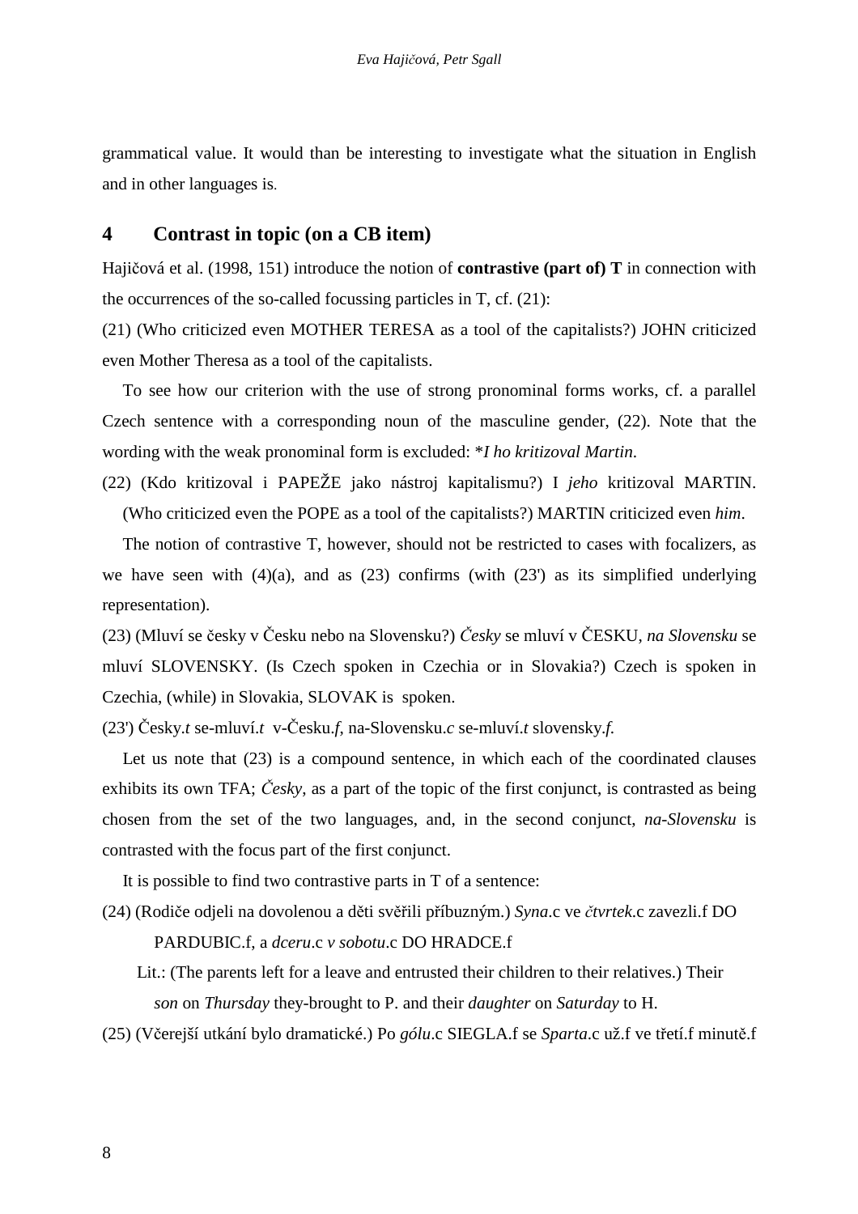grammatical value. It would than be interesting to investigate what the situation in English and in other languages is.

## 4 Contrast in topic (on a CB item)

Hajičová et al. (1998, 151) introduce the notion of **contrastive (part of) T** in connection with the occurrences of the so-called focussing particles in T, cf. (21):

(21) (Who criticized even MOTHER TERESA as a tool of the capitalists?) JOHN criticized even Mother Theresa as a tool of the capitalists.

To see how our criterion with the use of strong pronominal forms works, cf. a parallel Czech sentence with a corresponding noun of the masculine gender, (22). Note that the wording with the weak pronominal form is excluded: **I ho kritizoval Martin*.

(22) (Kdo kritizoval i PAPEŽE jako nástroj kapitalismu?) I *jeho* kritizoval MARTIN. (Who criticized even the POPE as a tool of the capitalists?) MARTIN criticized even *him*.

The notion of contrastive T, however, should not be restricted to cases with focalizers, as we have seen with (4)(a), and as (23) confirms (with (23') as its simplified underlying representation).

(23) (Mluví se česky v Česku nebo na Slovensku?) *Česky* se mluví v ČESKU, *na Slovensku* se mluví SLOVENSKY. (Is Czech spoken in Czechia or in Slovakia?) Czech is spoken in Czechia, (while) in Slovakia, SLOVAK is spoken.

(23') Česky.*t* se-mluví.*t* v-Česku.*f*, na-Slovensku.*c* se-mluví.*t* slovensky.*f*.

Let us note that (23) is a compound sentence, in which each of the coordinated clauses exhibits its own TFA; *Česky*, as a part of the topic of the first conjunct, is contrasted as being chosen from the set of the two languages, and, in the second conjunct, *na-Slovensku* is contrasted with the focus part of the first conjunct.

It is possible to find two contrastive parts in T of a sentence:

(24) (Rodiče odjeli na dovolenou a děti svěřili příbuzným.) *Syna*.c ve *čtvrtek*.c zavezli.f DO PARDUBIC.f, a *dceru*.c *v sobotu*.c DO HRADCE.f

Lit.: (The parents left for a leave and entrusted their children to their relatives.) Their *son* on *Thursday* they-brought to P. and their *daughter* on *Saturday* to H.

(25) (Včerejší utkání bylo dramatické.) Po *gólu*.c SIEGLA.f se *Sparta*.c už.f ve třetí.f minutě.f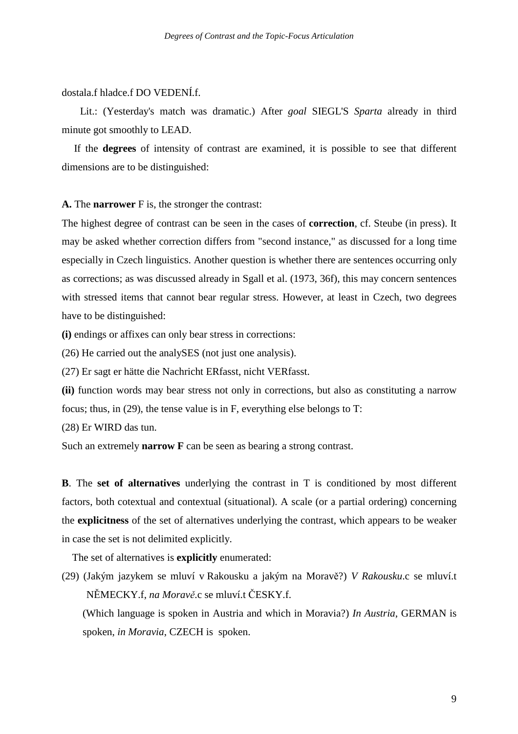dostala.f hladce.f DO VEDENÍ.f.

Lit.: (Yesterday's match was dramatic.) After *goal* SIEGL'S *Sparta* already in third minute got smoothly to LEAD.

If the **degrees** of intensity of contrast are examined, it is possible to see that different dimensions are to be distinguished:

**A.** The **narrower** F is, the stronger the contrast:

The highest degree of contrast can be seen in the cases of **correction**, cf. Steube (in press). It may be asked whether correction differs from "second instance," as discussed for a long time especially in Czech linguistics. Another question is whether there are sentences occurring only as corrections; as was discussed already in Sgall et al. (1973, 36f), this may concern sentences with stressed items that cannot bear regular stress. However, at least in Czech, two degrees have to be distinguished:

**(i)** endings or affixes can only bear stress in corrections:

(26) He carried out the analySES (not just one analysis).

(27) Er sagt er hätte die Nachricht ERfasst, nicht VERfasst.

**(ii)** function words may bear stress not only in corrections, but also as constituting a narrow focus; thus, in (29), the tense value is in F, everything else belongs to T:

(28) Er WIRD das tun.

Such an extremely **narrow F** can be seen as bearing a strong contrast.

**B**. The **set of alternatives** underlying the contrast in T is conditioned by most different factors, both cotextual and contextual (situational). A scale (or a partial ordering) concerning the **explicitness** of the set of alternatives underlying the contrast, which appears to be weaker in case the set is not delimited explicitly.

The set of alternatives is **explicitly** enumerated:

(29) (Jakým jazykem se mluví v Rakousku a jakým na Moravě?) *V Rakousku*.c se mluví.t NĚMECKY.f, *na Moravě*.c se mluví.t ČESKY.f.

(Which language is spoken in Austria and which in Moravia?) *In Austria*, GERMAN is spoken, *in Moravia*, CZECH is spoken.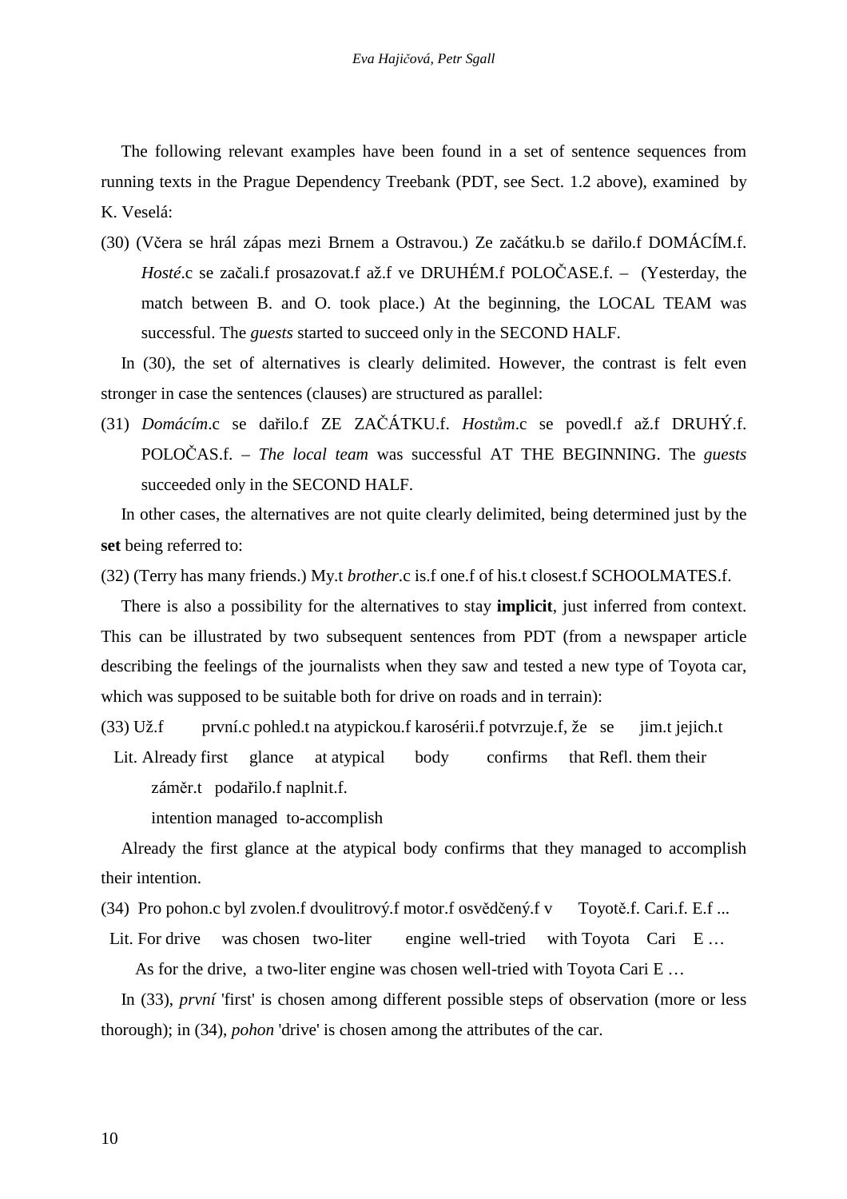The following relevant examples have been found in a set of sentence sequences from running texts in the Prague Dependency Treebank (PDT, see Sect. 1.2 above), examined by K. Veselá:

(30) (Včera se hrál zápas mezi Brnem a Ostravou.) Ze začátku.b se dařilo.f DOMÁCÍM.f. *Hosté*.c se začali.f prosazovat.f až.f ve DRUHÉM.f POLOČASE.f. – (Yesterday, the match between B. and O. took place.) At the beginning, the LOCAL TEAM was successful. The *guests* started to succeed only in the SECOND HALF.

In (30), the set of alternatives is clearly delimited. However, the contrast is felt even stronger in case the sentences (clauses) are structured as parallel:

(31) *Domácím*.c se dařilo.f ZE ZAČÁTKU.f. *Hostům*.c se povedl.f až.f DRUHÝ.f. POLOČAS.f. – *The local team* was successful AT THE BEGINNING. The *guests* succeeded only in the SECOND HALF.

In other cases, the alternatives are not quite clearly delimited, being determined just by the **set** being referred to:

(32) (Terry has many friends.) My.t *brother*.c is.f one.f of his.t closest.f SCHOOLMATES.f.

There is also a possibility for the alternatives to stay **implicit**, just inferred from context. This can be illustrated by two subsequent sentences from PDT (from a newspaper article describing the feelings of the journalists when they saw and tested a new type of Toyota car, which was supposed to be suitable both for drive on roads and in terrain):

(33) Už.f první.c pohled.t na atypickou.f karosérii.f potvrzuje.f, že se jim.t jejich.t
Lit. Already first glance at atypical body confirms that Refl. them their
záměr.t podařilo.f naplnit.f.
intention managed to-accomplish

Already the first glance at the atypical body confirms that they managed to accomplish their intention.

(34) Pro pohon.c byl zvolen.f dvoulitrový.f motor.f osvědčený.f v Toyotě.f. Cari.f. E.f ...
Lit. For drive was chosen two-liter engine well-tried with Toyota Cari E …
As for the drive, a two-liter engine was chosen well-tried with Toyota Cari E …

In (33), *první* 'first' is chosen among different possible steps of observation (more or less thorough); in (34), *pohon* 'drive' is chosen among the attributes of the car.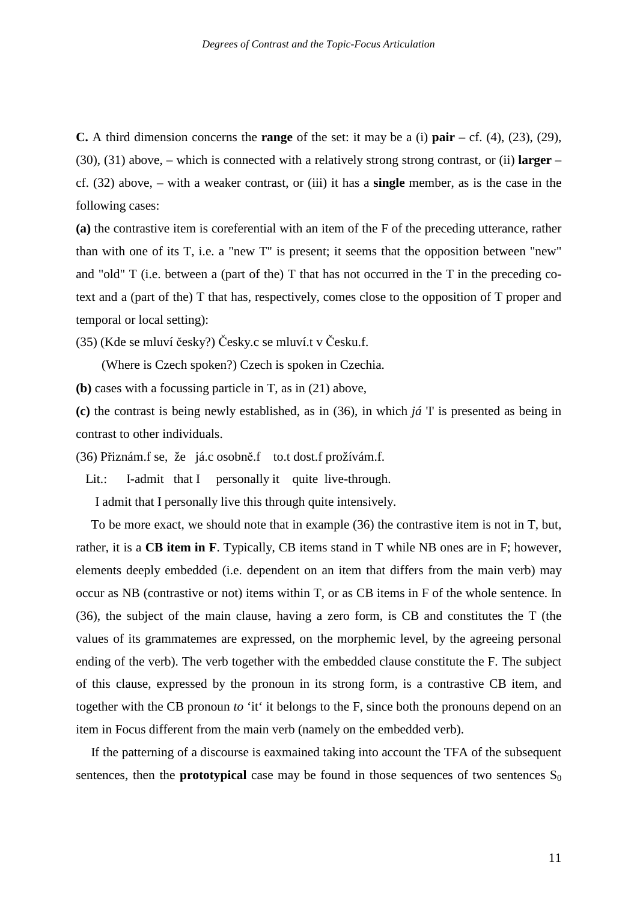**C.** A third dimension concerns the **range** of the set: it may be a (i) **pair** – cf. (4), (23), (29), (30), (31) above, – which is connected with a relatively strong strong contrast, or (ii) **larger** – cf. (32) above, – with a weaker contrast, or (iii) it has a **single** member, as is the case in the following cases:

**(a)** the contrastive item is coreferential with an item of the F of the preceding utterance, rather than with one of its T, i.e. a "new T" is present; it seems that the opposition between "new" and "old" T (i.e. between a (part of the) T that has not occurred in the T in the preceding co-text and a (part of the) T that has, respectively, comes close to the opposition of T proper and temporal or local setting):

(35) (Kde se mluví česky?) Česky.c se mluví.t v Česku.f.

(Where is Czech spoken?) Czech is spoken in Czechia.

**(b)** cases with a focussing particle in T, as in (21) above,

**(c)** the contrast is being newly established, as in (36), in which *já* 'I' is presented as being in contrast to other individuals.

(36) Přiznám.f se, že já.c osobně.f to.t dost.f prožívám.f.

Lit.: I-admit that I personally it quite live-through.

I admit that I personally live this through quite intensively.

To be more exact, we should note that in example (36) the contrastive item is not in T, but, rather, it is a **CB item in F**. Typically, CB items stand in T while NB ones are in F; however, elements deeply embedded (i.e. dependent on an item that differs from the main verb) may occur as NB (contrastive or not) items within T, or as CB items in F of the whole sentence. In (36), the subject of the main clause, having a zero form, is CB and constitutes the T (the values of its grammatemes are expressed, on the morphemic level, by the agreeing personal ending of the verb). The verb together with the embedded clause constitute the F. The subject of this clause, expressed by the pronoun in its strong form, is a contrastive CB item, and together with the CB pronoun *to* 'it' it belongs to the F, since both the pronouns depend on an item in Focus different from the main verb (namely on the embedded verb).

If the patterning of a discourse is eaxmained taking into account the TFA of the subsequent sentences, then the **prototypical** case may be found in those sequences of two sentences $S_0$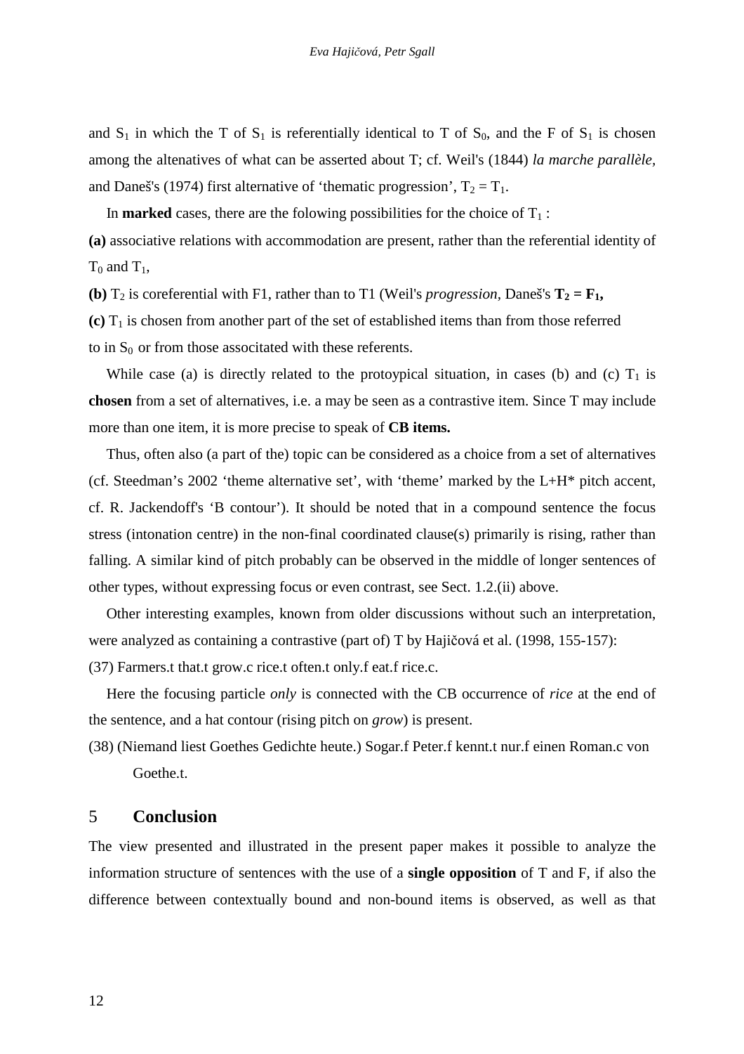and $S_1$ in which the T of $S_1$ is referentially identical to T of $S_0$, and the F of $S_1$ is chosen among the altenatives of what can be asserted about T; cf. Weil's (1844) *la marche parallèle,* and Daneš's (1974) first alternative of 'thematic progression', $T_2 = T_1$.

In **marked** cases, there are the folowing possibilities for the choice of $T_1$ :

**(a)** associative relations with accommodation are present, rather than the referential identity of $T_0$ and $T_1$,

**(b)** $T_2$ is coreferential with F1, rather than to T1 (Weil's *progression,* Daneš's $\mathbf{T_2 = F_1}$**,**

**(c)** $T_1$ is chosen from another part of the set of established items than from those referred to in $S_0$ or from those associtated with these referents.

While case (a) is directly related to the protoypical situation, in cases (b) and (c) $T_1$ is **chosen** from a set of alternatives, i.e. a may be seen as a contrastive item. Since T may include more than one item, it is more precise to speak of **CB items.**

Thus, often also (a part of the) topic can be considered as a choice from a set of alternatives (cf. Steedman's 2002 'theme alternative set', with 'theme' marked by the L+H* pitch accent, cf. R. Jackendoff's 'B contour'). It should be noted that in a compound sentence the focus stress (intonation centre) in the non-final coordinated clause(s) primarily is rising, rather than falling. A similar kind of pitch probably can be observed in the middle of longer sentences of other types, without expressing focus or even contrast, see Sect. 1.2.(ii) above.

Other interesting examples, known from older discussions without such an interpretation, were analyzed as containing a contrastive (part of) T by Hajičová et al. (1998, 155-157):

(37) Farmers.t that.t grow.c rice.t often.t only.f eat.f rice.c.

Here the focusing particle *only* is connected with the CB occurrence of *rice* at the end of the sentence, and a hat contour (rising pitch on *grow*) is present.

(38) (Niemand liest Goethes Gedichte heute.) Sogar.f Peter.f kennt.t nur.f einen Roman.c von Goethe.t.

## 5 Conclusion

The view presented and illustrated in the present paper makes it possible to analyze the information structure of sentences with the use of a **single opposition** of T and F, if also the difference between contextually bound and non-bound items is observed, as well as that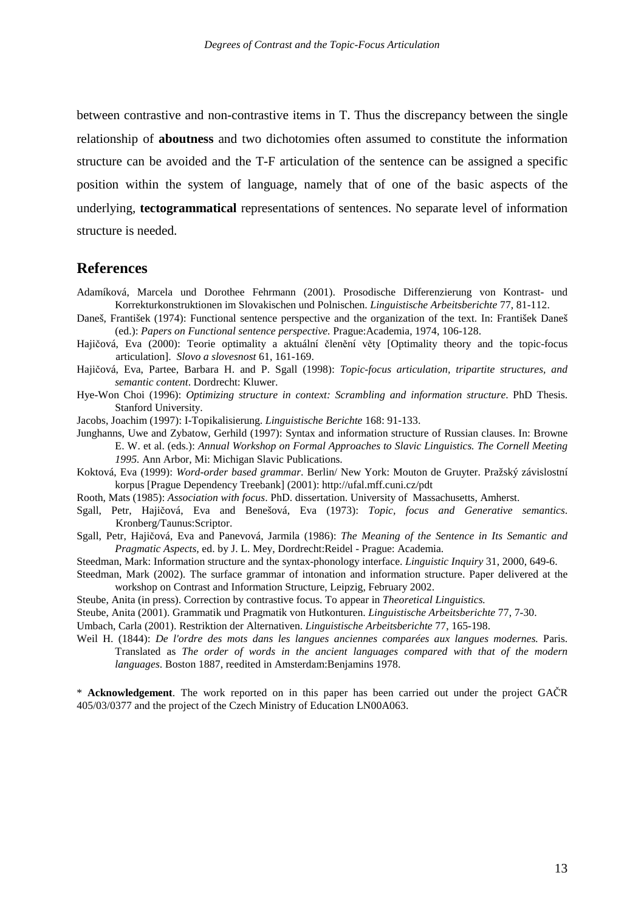between contrastive and non-contrastive items in T. Thus the discrepancy between the single relationship of **aboutness** and two dichotomies often assumed to constitute the information structure can be avoided and the T-F articulation of the sentence can be assigned a specific position within the system of language, namely that of one of the basic aspects of the underlying, **tectogrammatical** representations of sentences. No separate level of information structure is needed.

## References

Adamíková, Marcela und Dorothee Fehrmann (2001). Prosodische Differenzierung von Kontrast- und Korrekturkonstruktionen im Slovakischen und Polnischen. *Linguistische Arbeitsberichte* 77, 81-112.

Daneš, František (1974): Functional sentence perspective and the organization of the text. In: František Daneš (ed.): *Papers on Functional sentence perspective.* Prague:Academia, 1974, 106-128.

Hajičová, Eva (2000): Teorie optimality a aktuální členění věty [Optimality theory and the topic-focus articulation]. *Slovo a slovesnost* 61, 161-169.

Hajičová, Eva, Partee, Barbara H. and P. Sgall (1998): *Topic-focus articulation, tripartite structures, and semantic content*. Dordrecht: Kluwer.

Hye-Won Choi (1996): *Optimizing structure in context: Scrambling and information structure*. PhD Thesis. Stanford University.

Jacobs, Joachim (1997): I-Topikalisierung. *Linguistische Berichte* 168: 91-133.

Junghanns, Uwe and Zybatow, Gerhild (1997): Syntax and information structure of Russian clauses. In: Browne E. W. et al. (eds.): *Annual Workshop on Formal Approaches to Slavic Linguistics. The Cornell Meeting 1995.* Ann Arbor, Mi: Michigan Slavic Publications.

Koktová, Eva (1999): *Word-order based grammar*. Berlin/ New York: Mouton de Gruyter. Pražský závislostní korpus [Prague Dependency Treebank] (2001): http://ufal.mff.cuni.cz/pdt

Rooth, Mats (1985): *Association with focus*. PhD. dissertation. University of Massachusetts, Amherst.

Sgall, Petr, Hajičová, Eva and Benešová, Eva (1973): *Topic, focus and Generative semantics*. Kronberg/Taunus:Scriptor.

Sgall, Petr, Hajičová, Eva and Panevová, Jarmila (1986): *The Meaning of the Sentence in Its Semantic and Pragmatic Aspects*, ed. by J. L. Mey, Dordrecht:Reidel - Prague: Academia.

Steedman, Mark: Information structure and the syntax-phonology interface. *Linguistic Inquiry* 31, 2000, 649-6.

Steedman, Mark (2002). The surface grammar of intonation and information structure. Paper delivered at the workshop on Contrast and Information Structure, Leipzig, February 2002.

Steube, Anita (in press). Correction by contrastive focus. To appear in *Theoretical Linguistics.*

Steube, Anita (2001). Grammatik und Pragmatik von Hutkonturen. *Linguistische Arbeitsberichte* 77, 7-30.

Umbach, Carla (2001). Restriktion der Alternativen. *Linguistische Arbeitsberichte* 77, 165-198.

Weil H. (1844): *De l'ordre des mots dans les langues anciennes comparées aux langues modernes.* Paris. Translated as *The order of words in the ancient languages compared with that of the modern languages*. Boston 1887, reedited in Amsterdam:Benjamins 1978.

* **Acknowledgement**. The work reported on in this paper has been carried out under the project GAČR 405/03/0377 and the project of the Czech Ministry of Education LN00A063.